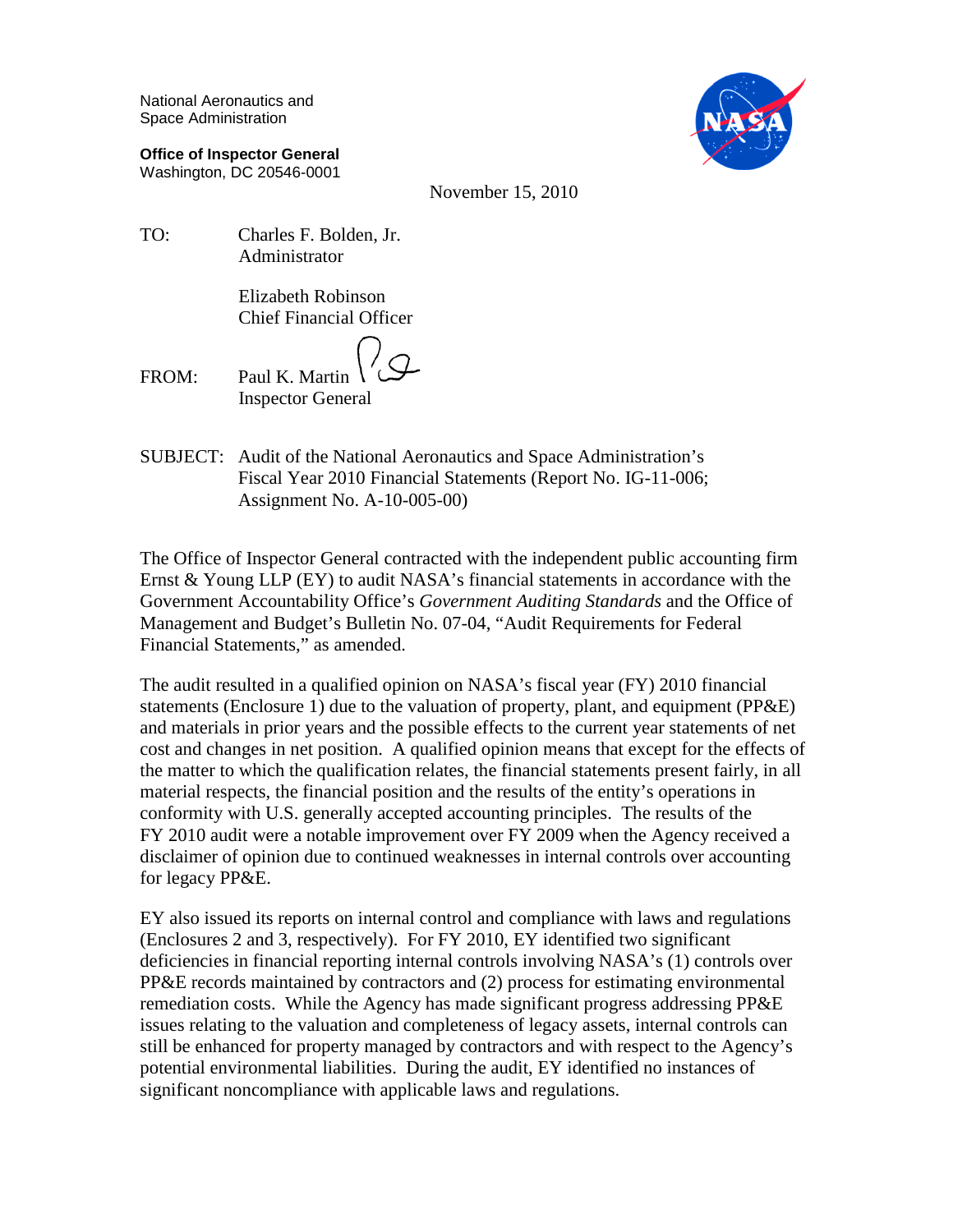National Aeronautics and
Space Administration

**Office of Inspector General**
Washington, DC 20546-0001

November 15, 2010

TO: Charles F. Bolden, Jr.
Administrator

Elizabeth Robinson
Chief Financial Officer

FROM: Paul K. Martin
Inspector General

SUBJECT: Audit of the National Aeronautics and Space Administration's Fiscal Year 2010 Financial Statements (Report No. IG-11-006; Assignment No. A-10-005-00)

The Office of Inspector General contracted with the independent public accounting firm Ernst & Young LLP (EY) to audit NASA's financial statements in accordance with the Government Accountability Office's *Government Auditing Standards* and the Office of Management and Budget's Bulletin No. 07-04, "Audit Requirements for Federal Financial Statements," as amended.

The audit resulted in a qualified opinion on NASA's fiscal year (FY) 2010 financial statements (Enclosure 1) due to the valuation of property, plant, and equipment (PP&E) and materials in prior years and the possible effects to the current year statements of net cost and changes in net position. A qualified opinion means that except for the effects of the matter to which the qualification relates, the financial statements present fairly, in all material respects, the financial position and the results of the entity's operations in conformity with U.S. generally accepted accounting principles. The results of the FY 2010 audit were a notable improvement over FY 2009 when the Agency received a disclaimer of opinion due to continued weaknesses in internal controls over accounting for legacy PP&E.

EY also issued its reports on internal control and compliance with laws and regulations (Enclosures 2 and 3, respectively). For FY 2010, EY identified two significant deficiencies in financial reporting internal controls involving NASA's (1) controls over PP&E records maintained by contractors and (2) process for estimating environmental remediation costs. While the Agency has made significant progress addressing PP&E issues relating to the valuation and completeness of legacy assets, internal controls can still be enhanced for property managed by contractors and with respect to the Agency's potential environmental liabilities. During the audit, EY identified no instances of significant noncompliance with applicable laws and regulations.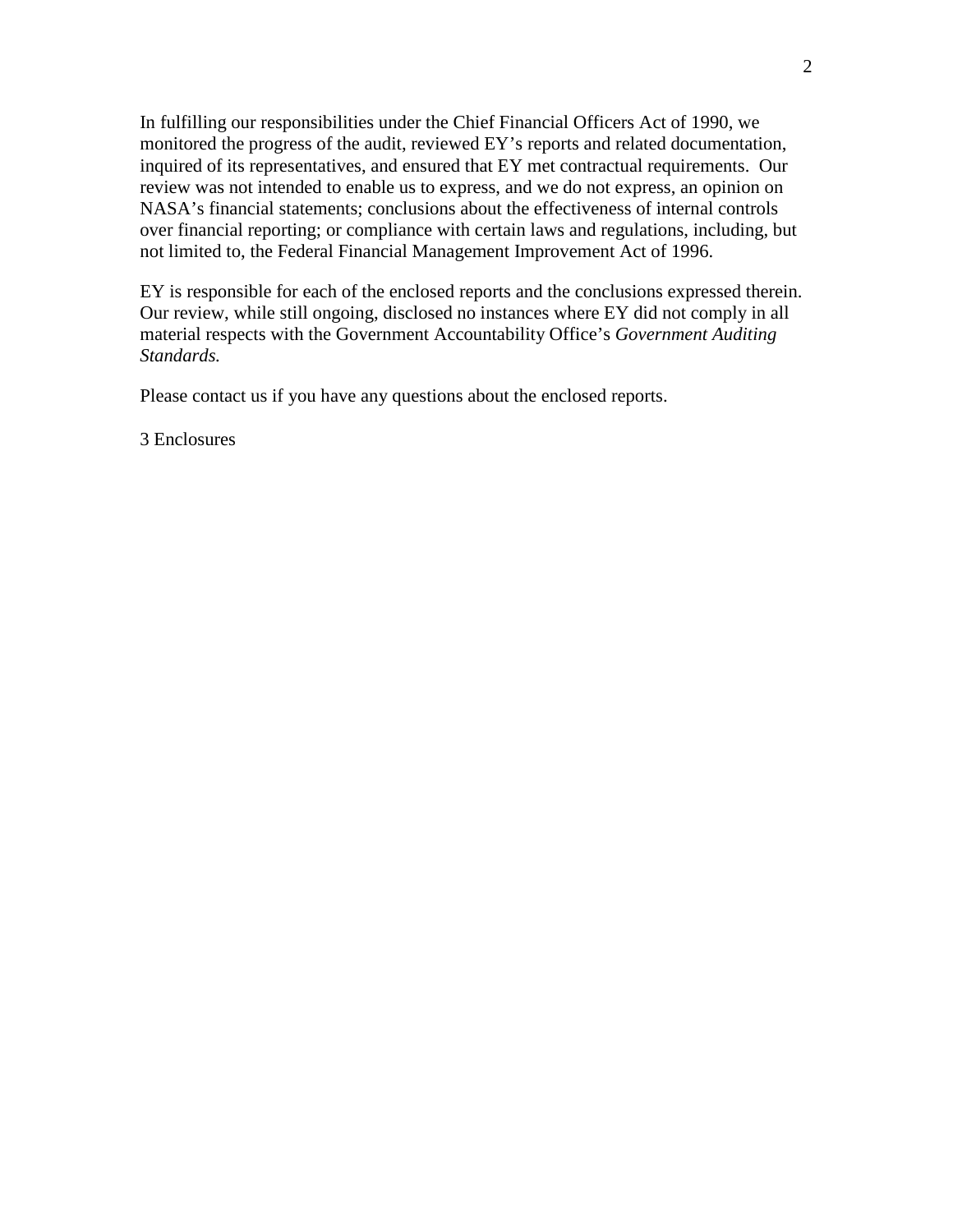In fulfilling our responsibilities under the Chief Financial Officers Act of 1990, we monitored the progress of the audit, reviewed EY's reports and related documentation, inquired of its representatives, and ensured that EY met contractual requirements. Our review was not intended to enable us to express, and we do not express, an opinion on NASA's financial statements; conclusions about the effectiveness of internal controls over financial reporting; or compliance with certain laws and regulations, including, but not limited to, the Federal Financial Management Improvement Act of 1996.

EY is responsible for each of the enclosed reports and the conclusions expressed therein. Our review, while still ongoing, disclosed no instances where EY did not comply in all material respects with the Government Accountability Office's *Government Auditing Standards.*

Please contact us if you have any questions about the enclosed reports.

3 Enclosures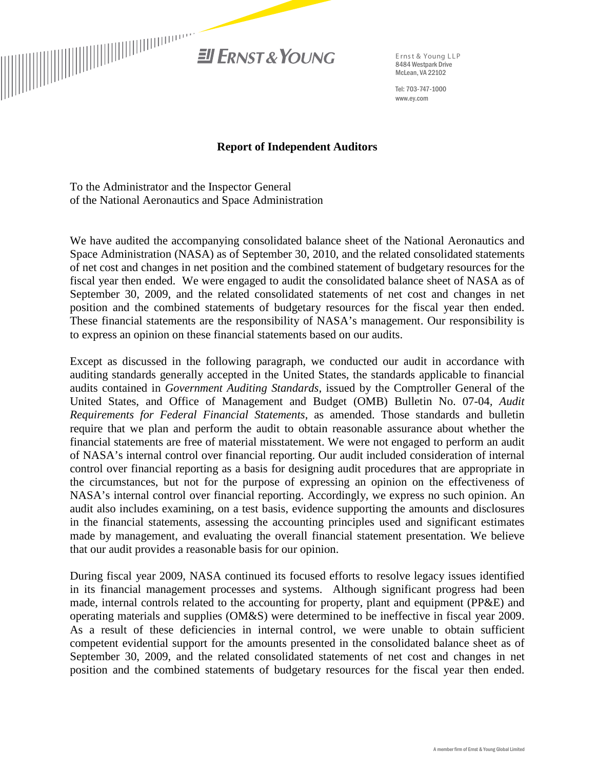Ernst & Young LLP
8484 Westpark Drive
McLean, VA 22102

Tel: 703-747-1000
www.ey.com

## Report of Independent Auditors

To the Administrator and the Inspector General
of the National Aeronautics and Space Administration

We have audited the accompanying consolidated balance sheet of the National Aeronautics and Space Administration (NASA) as of September 30, 2010, and the related consolidated statements of net cost and changes in net position and the combined statement of budgetary resources for the fiscal year then ended. We were engaged to audit the consolidated balance sheet of NASA as of September 30, 2009, and the related consolidated statements of net cost and changes in net position and the combined statements of budgetary resources for the fiscal year then ended. These financial statements are the responsibility of NASA's management. Our responsibility is to express an opinion on these financial statements based on our audits.

Except as discussed in the following paragraph, we conducted our audit in accordance with auditing standards generally accepted in the United States, the standards applicable to financial audits contained in *Government Auditing Standards*, issued by the Comptroller General of the United States, and Office of Management and Budget (OMB) Bulletin No. 07-04, *Audit Requirements for Federal Financial Statements*, as amended. Those standards and bulletin require that we plan and perform the audit to obtain reasonable assurance about whether the financial statements are free of material misstatement. We were not engaged to perform an audit of NASA's internal control over financial reporting. Our audit included consideration of internal control over financial reporting as a basis for designing audit procedures that are appropriate in the circumstances, but not for the purpose of expressing an opinion on the effectiveness of NASA's internal control over financial reporting. Accordingly, we express no such opinion. An audit also includes examining, on a test basis, evidence supporting the amounts and disclosures in the financial statements, assessing the accounting principles used and significant estimates made by management, and evaluating the overall financial statement presentation. We believe that our audit provides a reasonable basis for our opinion.

During fiscal year 2009, NASA continued its focused efforts to resolve legacy issues identified in its financial management processes and systems. Although significant progress had been made, internal controls related to the accounting for property, plant and equipment (PP&E) and operating materials and supplies (OM&S) were determined to be ineffective in fiscal year 2009. As a result of these deficiencies in internal control, we were unable to obtain sufficient competent evidential support for the amounts presented in the consolidated balance sheet as of September 30, 2009, and the related consolidated statements of net cost and changes in net position and the combined statements of budgetary resources for the fiscal year then ended.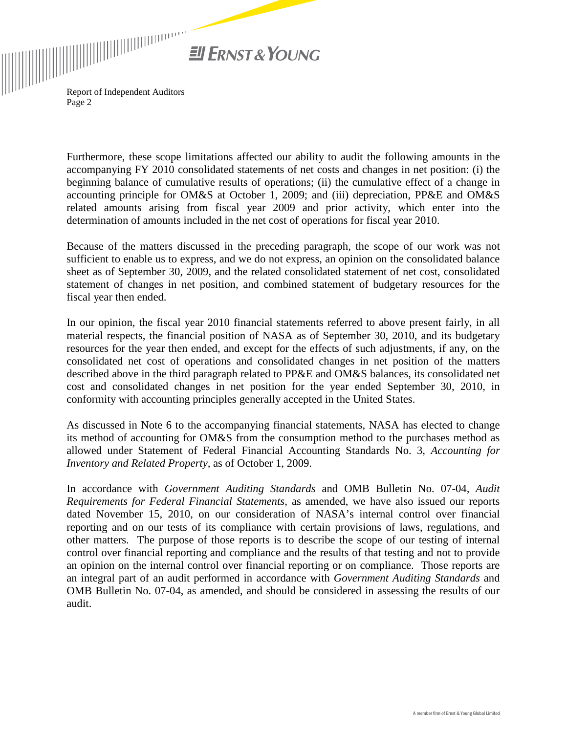Furthermore, these scope limitations affected our ability to audit the following amounts in the accompanying FY 2010 consolidated statements of net costs and changes in net position: (i) the beginning balance of cumulative results of operations; (ii) the cumulative effect of a change in accounting principle for OM&S at October 1, 2009; and (iii) depreciation, PP&E and OM&S related amounts arising from fiscal year 2009 and prior activity, which enter into the determination of amounts included in the net cost of operations for fiscal year 2010.

Because of the matters discussed in the preceding paragraph, the scope of our work was not sufficient to enable us to express, and we do not express, an opinion on the consolidated balance sheet as of September 30, 2009, and the related consolidated statement of net cost, consolidated statement of changes in net position, and combined statement of budgetary resources for the fiscal year then ended.

In our opinion, the fiscal year 2010 financial statements referred to above present fairly, in all material respects, the financial position of NASA as of September 30, 2010, and its budgetary resources for the year then ended, and except for the effects of such adjustments, if any, on the consolidated net cost of operations and consolidated changes in net position of the matters described above in the third paragraph related to PP&E and OM&S balances, its consolidated net cost and consolidated changes in net position for the year ended September 30, 2010, in conformity with accounting principles generally accepted in the United States.

As discussed in Note 6 to the accompanying financial statements, NASA has elected to change its method of accounting for OM&S from the consumption method to the purchases method as allowed under Statement of Federal Financial Accounting Standards No. 3, *Accounting for Inventory and Related Property,* as of October 1, 2009.

In accordance with *Government Auditing Standards* and OMB Bulletin No. 07-04, *Audit Requirements for Federal Financial Statements*, as amended, we have also issued our reports dated November 15, 2010, on our consideration of NASA's internal control over financial reporting and on our tests of its compliance with certain provisions of laws, regulations, and other matters. The purpose of those reports is to describe the scope of our testing of internal control over financial reporting and compliance and the results of that testing and not to provide an opinion on the internal control over financial reporting or on compliance. Those reports are an integral part of an audit performed in accordance with *Government Auditing Standards* and OMB Bulletin No. 07-04, as amended, and should be considered in assessing the results of our audit.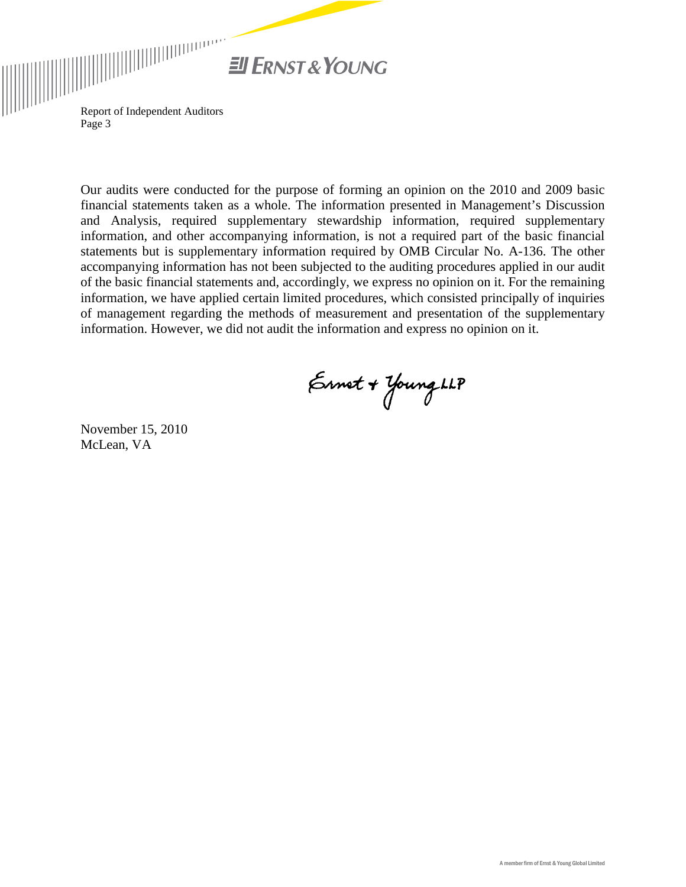Our audits were conducted for the purpose of forming an opinion on the 2010 and 2009 basic financial statements taken as a whole. The information presented in Management's Discussion and Analysis, required supplementary stewardship information, required supplementary information, and other accompanying information, is not a required part of the basic financial statements but is supplementary information required by OMB Circular No. A-136. The other accompanying information has not been subjected to the auditing procedures applied in our audit of the basic financial statements and, accordingly, we express no opinion on it. For the remaining information, we have applied certain limited procedures, which consisted principally of inquiries of management regarding the methods of measurement and presentation of the supplementary information. However, we did not audit the information and express no opinion on it.

Ernst + Young LLP

November 15, 2010
McLean, VA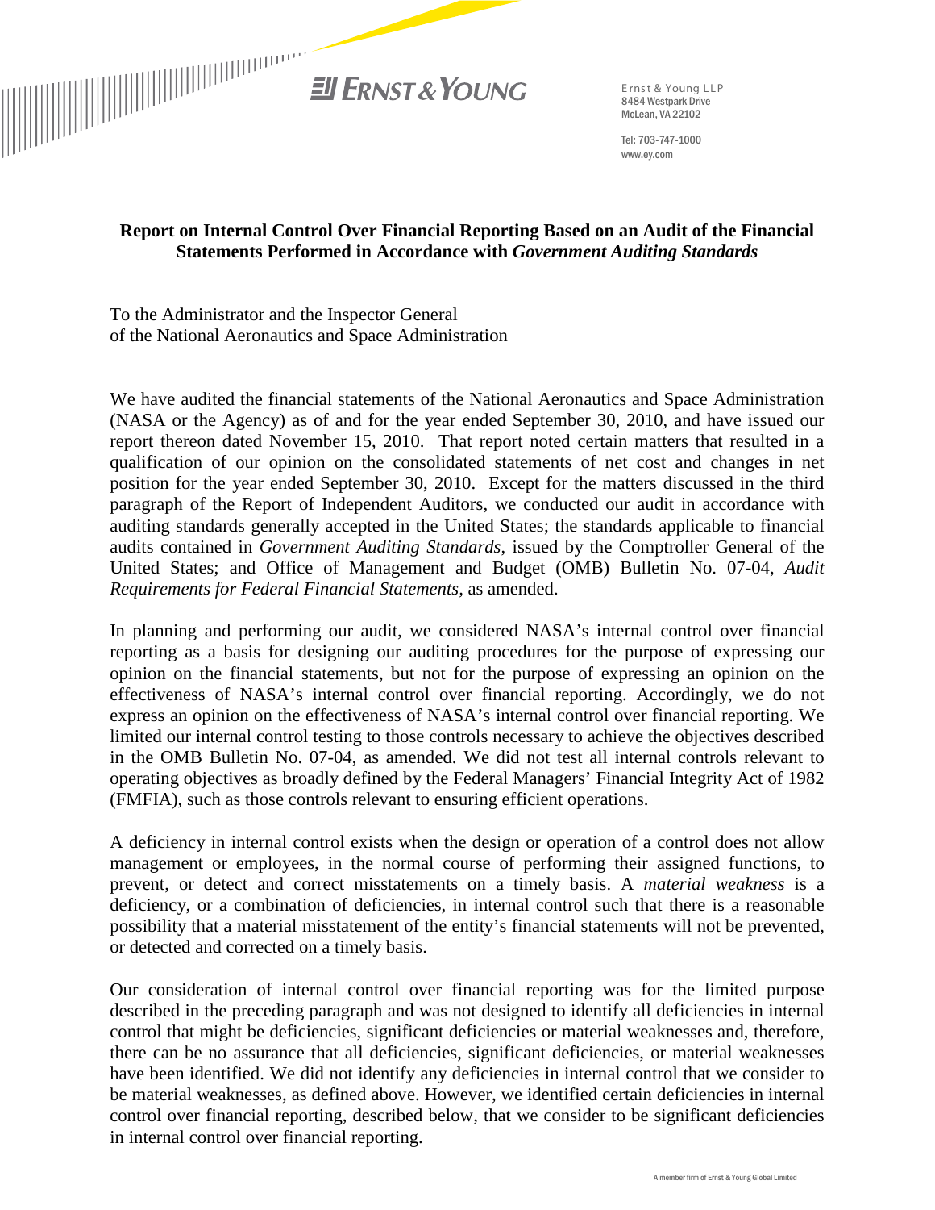Ernst & Young LLP
8484 Westpark Drive
McLean, VA 22102

Tel: 703-747-1000
www.ey.com

## Report on Internal Control Over Financial Reporting Based on an Audit of the Financial Statements Performed in Accordance with *Government Auditing Standards*

To the Administrator and the Inspector General
of the National Aeronautics and Space Administration

We have audited the financial statements of the National Aeronautics and Space Administration (NASA or the Agency) as of and for the year ended September 30, 2010, and have issued our report thereon dated November 15, 2010. That report noted certain matters that resulted in a qualification of our opinion on the consolidated statements of net cost and changes in net position for the year ended September 30, 2010. Except for the matters discussed in the third paragraph of the Report of Independent Auditors, we conducted our audit in accordance with auditing standards generally accepted in the United States; the standards applicable to financial audits contained in *Government Auditing Standards*, issued by the Comptroller General of the United States; and Office of Management and Budget (OMB) Bulletin No. 07-04, *Audit Requirements for Federal Financial Statements*, as amended.

In planning and performing our audit, we considered NASA's internal control over financial reporting as a basis for designing our auditing procedures for the purpose of expressing our opinion on the financial statements, but not for the purpose of expressing an opinion on the effectiveness of NASA's internal control over financial reporting. Accordingly, we do not express an opinion on the effectiveness of NASA's internal control over financial reporting. We limited our internal control testing to those controls necessary to achieve the objectives described in the OMB Bulletin No. 07-04, as amended. We did not test all internal controls relevant to operating objectives as broadly defined by the Federal Managers' Financial Integrity Act of 1982 (FMFIA), such as those controls relevant to ensuring efficient operations.

A deficiency in internal control exists when the design or operation of a control does not allow management or employees, in the normal course of performing their assigned functions, to prevent, or detect and correct misstatements on a timely basis. A *material weakness* is a deficiency, or a combination of deficiencies, in internal control such that there is a reasonable possibility that a material misstatement of the entity's financial statements will not be prevented, or detected and corrected on a timely basis.

Our consideration of internal control over financial reporting was for the limited purpose described in the preceding paragraph and was not designed to identify all deficiencies in internal control that might be deficiencies, significant deficiencies or material weaknesses and, therefore, there can be no assurance that all deficiencies, significant deficiencies, or material weaknesses have been identified. We did not identify any deficiencies in internal control that we consider to be material weaknesses, as defined above. However, we identified certain deficiencies in internal control over financial reporting, described below, that we consider to be significant deficiencies in internal control over financial reporting.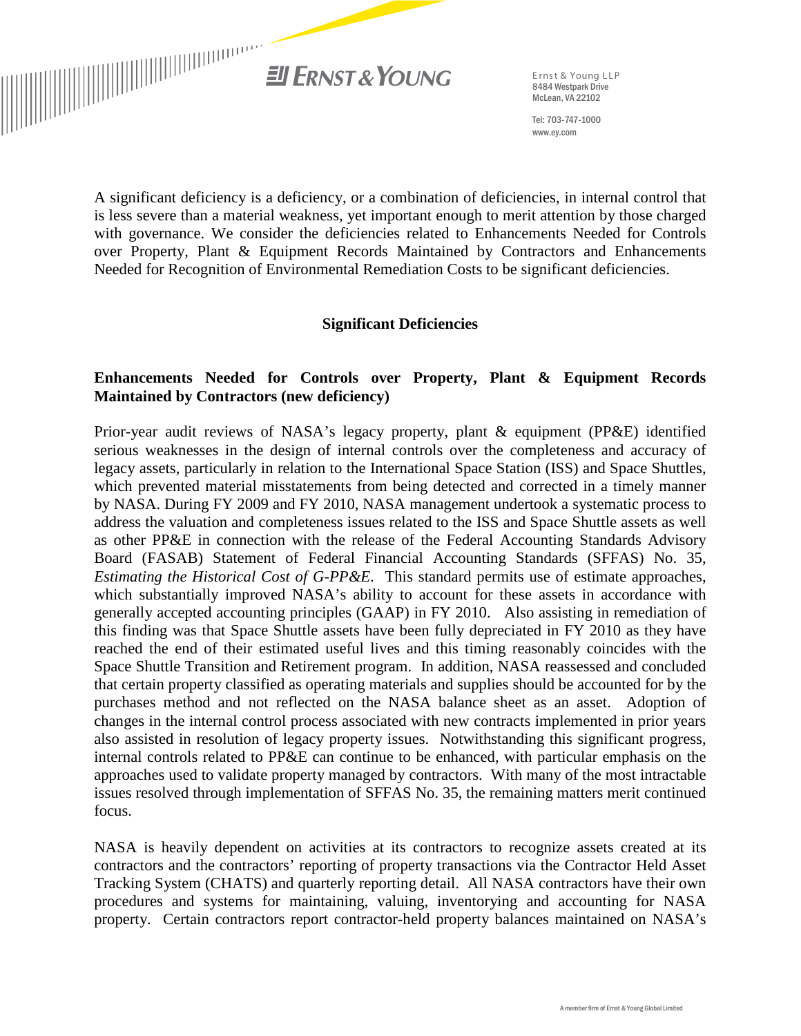A significant deficiency is a deficiency, or a combination of deficiencies, in internal control that is less severe than a material weakness, yet important enough to merit attention by those charged with governance. We consider the deficiencies related to Enhancements Needed for Controls over Property, Plant & Equipment Records Maintained by Contractors and Enhancements Needed for Recognition of Environmental Remediation Costs to be significant deficiencies.

## Significant Deficiencies

### Enhancements Needed for Controls over Property, Plant & Equipment Records Maintained by Contractors (new deficiency)

Prior-year audit reviews of NASA's legacy property, plant & equipment (PP&E) identified serious weaknesses in the design of internal controls over the completeness and accuracy of legacy assets, particularly in relation to the International Space Station (ISS) and Space Shuttles, which prevented material misstatements from being detected and corrected in a timely manner by NASA. During FY 2009 and FY 2010, NASA management undertook a systematic process to address the valuation and completeness issues related to the ISS and Space Shuttle assets as well as other PP&E in connection with the release of the Federal Accounting Standards Advisory Board (FASAB) Statement of Federal Financial Accounting Standards (SFFAS) No. 35, *Estimating the Historical Cost of G-PP&E*. This standard permits use of estimate approaches, which substantially improved NASA's ability to account for these assets in accordance with generally accepted accounting principles (GAAP) in FY 2010. Also assisting in remediation of this finding was that Space Shuttle assets have been fully depreciated in FY 2010 as they have reached the end of their estimated useful lives and this timing reasonably coincides with the Space Shuttle Transition and Retirement program. In addition, NASA reassessed and concluded that certain property classified as operating materials and supplies should be accounted for by the purchases method and not reflected on the NASA balance sheet as an asset. Adoption of changes in the internal control process associated with new contracts implemented in prior years also assisted in resolution of legacy property issues. Notwithstanding this significant progress, internal controls related to PP&E can continue to be enhanced, with particular emphasis on the approaches used to validate property managed by contractors. With many of the most intractable issues resolved through implementation of SFFAS No. 35, the remaining matters merit continued focus.

NASA is heavily dependent on activities at its contractors to recognize assets created at its contractors and the contractors' reporting of property transactions via the Contractor Held Asset Tracking System (CHATS) and quarterly reporting detail. All NASA contractors have their own procedures and systems for maintaining, valuing, inventorying and accounting for NASA property. Certain contractors report contractor-held property balances maintained on NASA's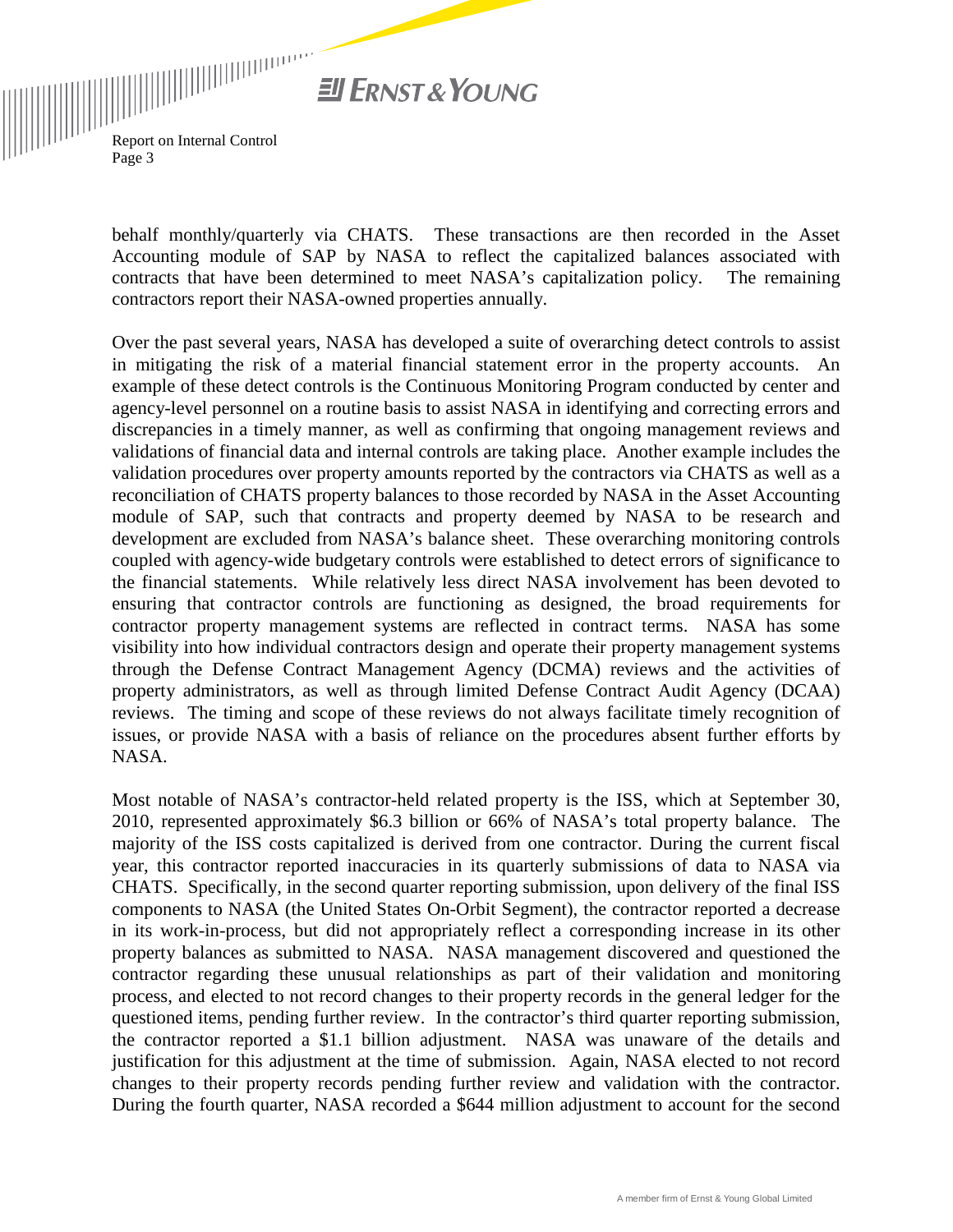behalf monthly/quarterly via CHATS. These transactions are then recorded in the Asset Accounting module of SAP by NASA to reflect the capitalized balances associated with contracts that have been determined to meet NASA's capitalization policy. The remaining contractors report their NASA-owned properties annually.

Over the past several years, NASA has developed a suite of overarching detect controls to assist in mitigating the risk of a material financial statement error in the property accounts. An example of these detect controls is the Continuous Monitoring Program conducted by center and agency-level personnel on a routine basis to assist NASA in identifying and correcting errors and discrepancies in a timely manner, as well as confirming that ongoing management reviews and validations of financial data and internal controls are taking place. Another example includes the validation procedures over property amounts reported by the contractors via CHATS as well as a reconciliation of CHATS property balances to those recorded by NASA in the Asset Accounting module of SAP, such that contracts and property deemed by NASA to be research and development are excluded from NASA's balance sheet. These overarching monitoring controls coupled with agency-wide budgetary controls were established to detect errors of significance to the financial statements. While relatively less direct NASA involvement has been devoted to ensuring that contractor controls are functioning as designed, the broad requirements for contractor property management systems are reflected in contract terms. NASA has some visibility into how individual contractors design and operate their property management systems through the Defense Contract Management Agency (DCMA) reviews and the activities of property administrators, as well as through limited Defense Contract Audit Agency (DCAA) reviews. The timing and scope of these reviews do not always facilitate timely recognition of issues, or provide NASA with a basis of reliance on the procedures absent further efforts by NASA.

Most notable of NASA's contractor-held related property is the ISS, which at September 30, 2010, represented approximately $6.3 billion or 66% of NASA's total property balance. The majority of the ISS costs capitalized is derived from one contractor. During the current fiscal year, this contractor reported inaccuracies in its quarterly submissions of data to NASA via CHATS. Specifically, in the second quarter reporting submission, upon delivery of the final ISS components to NASA (the United States On-Orbit Segment), the contractor reported a decrease in its work-in-process, but did not appropriately reflect a corresponding increase in its other property balances as submitted to NASA. NASA management discovered and questioned the contractor regarding these unusual relationships as part of their validation and monitoring process, and elected to not record changes to their property records in the general ledger for the questioned items, pending further review. In the contractor's third quarter reporting submission, the contractor reported a $1.1 billion adjustment. NASA was unaware of the details and justification for this adjustment at the time of submission. Again, NASA elected to not record changes to their property records pending further review and validation with the contractor. During the fourth quarter, NASA recorded a $644 million adjustment to account for the second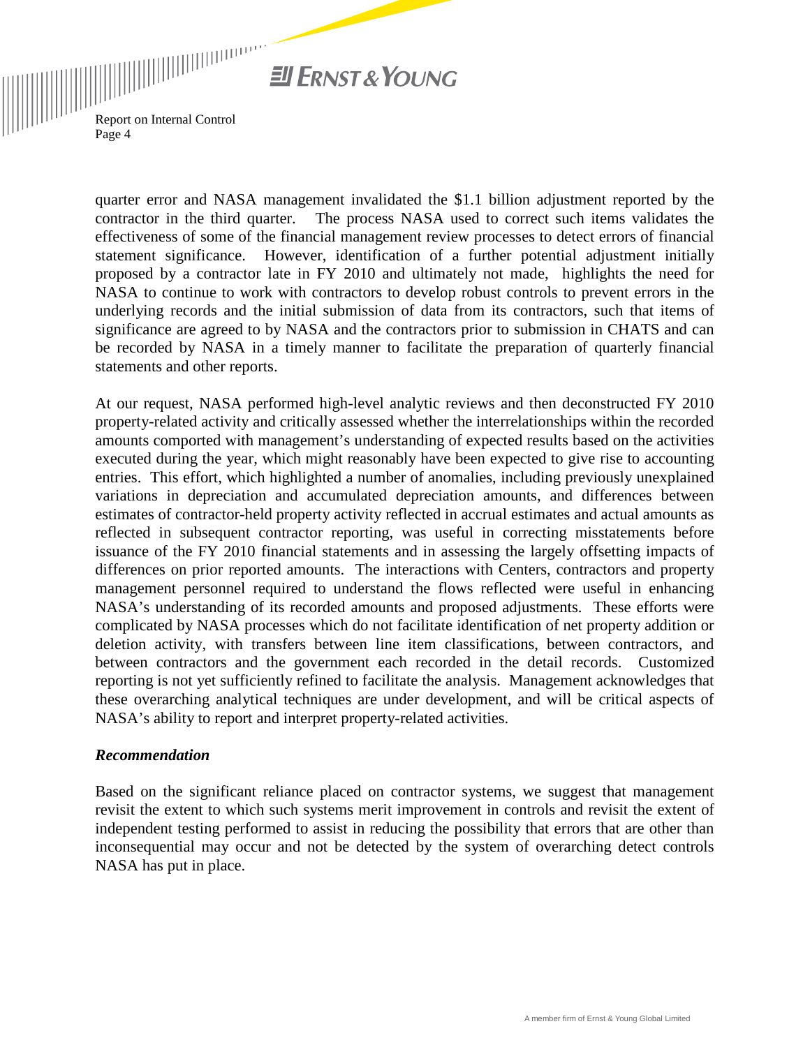quarter error and NASA management invalidated the $1.1 billion adjustment reported by the contractor in the third quarter. The process NASA used to correct such items validates the effectiveness of some of the financial management review processes to detect errors of financial statement significance. However, identification of a further potential adjustment initially proposed by a contractor late in FY 2010 and ultimately not made, highlights the need for NASA to continue to work with contractors to develop robust controls to prevent errors in the underlying records and the initial submission of data from its contractors, such that items of significance are agreed to by NASA and the contractors prior to submission in CHATS and can be recorded by NASA in a timely manner to facilitate the preparation of quarterly financial statements and other reports.

At our request, NASA performed high-level analytic reviews and then deconstructed FY 2010 property-related activity and critically assessed whether the interrelationships within the recorded amounts comported with management's understanding of expected results based on the activities executed during the year, which might reasonably have been expected to give rise to accounting entries. This effort, which highlighted a number of anomalies, including previously unexplained variations in depreciation and accumulated depreciation amounts, and differences between estimates of contractor-held property activity reflected in accrual estimates and actual amounts as reflected in subsequent contractor reporting, was useful in correcting misstatements before issuance of the FY 2010 financial statements and in assessing the largely offsetting impacts of differences on prior reported amounts. The interactions with Centers, contractors and property management personnel required to understand the flows reflected were useful in enhancing NASA's understanding of its recorded amounts and proposed adjustments. These efforts were complicated by NASA processes which do not facilitate identification of net property addition or deletion activity, with transfers between line item classifications, between contractors, and between contractors and the government each recorded in the detail records. Customized reporting is not yet sufficiently refined to facilitate the analysis. Management acknowledges that these overarching analytical techniques are under development, and will be critical aspects of NASA's ability to report and interpret property-related activities.

***Recommendation***

Based on the significant reliance placed on contractor systems, we suggest that management revisit the extent to which such systems merit improvement in controls and revisit the extent of independent testing performed to assist in reducing the possibility that errors that are other than inconsequential may occur and not be detected by the system of overarching detect controls NASA has put in place.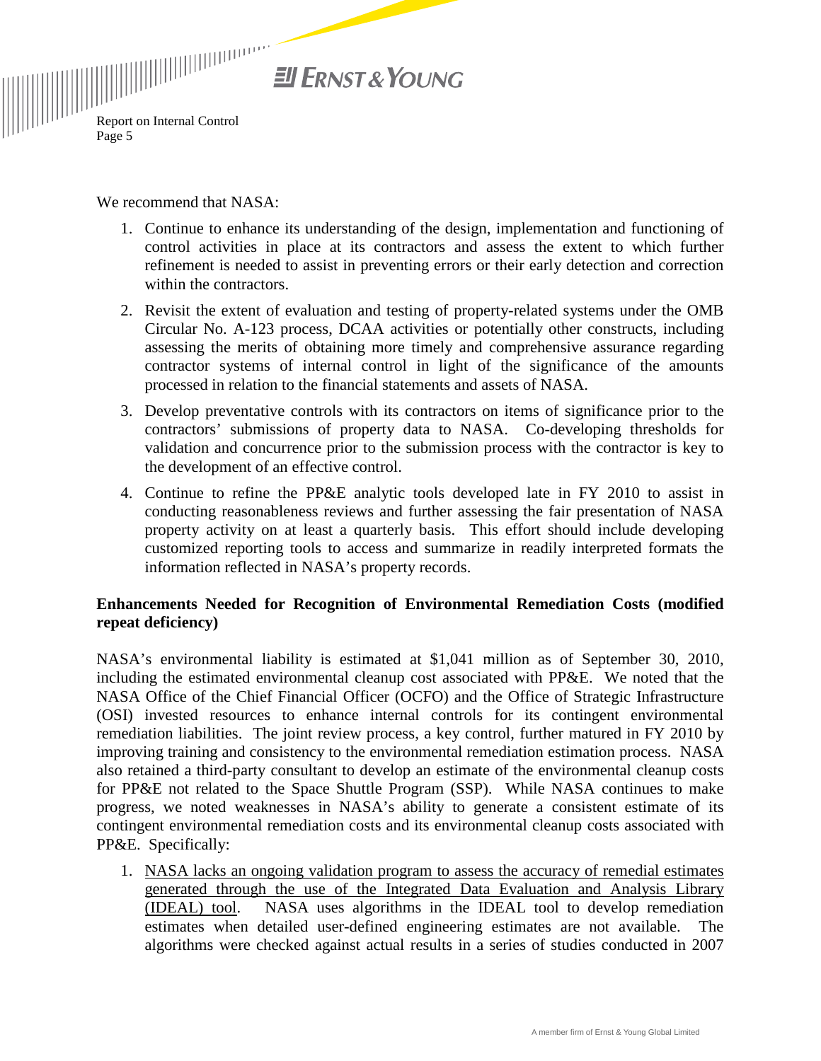We recommend that NASA:

1. Continue to enhance its understanding of the design, implementation and functioning of control activities in place at its contractors and assess the extent to which further refinement is needed to assist in preventing errors or their early detection and correction within the contractors.
2. Revisit the extent of evaluation and testing of property-related systems under the OMB Circular No. A-123 process, DCAA activities or potentially other constructs, including assessing the merits of obtaining more timely and comprehensive assurance regarding contractor systems of internal control in light of the significance of the amounts processed in relation to the financial statements and assets of NASA.
3. Develop preventative controls with its contractors on items of significance prior to the contractors' submissions of property data to NASA. Co-developing thresholds for validation and concurrence prior to the submission process with the contractor is key to the development of an effective control.
4. Continue to refine the PP&E analytic tools developed late in FY 2010 to assist in conducting reasonableness reviews and further assessing the fair presentation of NASA property activity on at least a quarterly basis. This effort should include developing customized reporting tools to access and summarize in readily interpreted formats the information reflected in NASA's property records.

**Enhancements Needed for Recognition of Environmental Remediation Costs (modified repeat deficiency)**

NASA's environmental liability is estimated at $1,041 million as of September 30, 2010, including the estimated environmental cleanup cost associated with PP&E. We noted that the NASA Office of the Chief Financial Officer (OCFO) and the Office of Strategic Infrastructure (OSI) invested resources to enhance internal controls for its contingent environmental remediation liabilities. The joint review process, a key control, further matured in FY 2010 by improving training and consistency to the environmental remediation estimation process. NASA also retained a third-party consultant to develop an estimate of the environmental cleanup costs for PP&E not related to the Space Shuttle Program (SSP). While NASA continues to make progress, we noted weaknesses in NASA's ability to generate a consistent estimate of its contingent environmental remediation costs and its environmental cleanup costs associated with PP&E. Specifically:

1. <u>NASA lacks an ongoing validation program to assess the accuracy of remedial estimates generated through the use of the Integrated Data Evaluation and Analysis Library (IDEAL) tool</u>. NASA uses algorithms in the IDEAL tool to develop remediation estimates when detailed user-defined engineering estimates are not available. The algorithms were checked against actual results in a series of studies conducted in 2007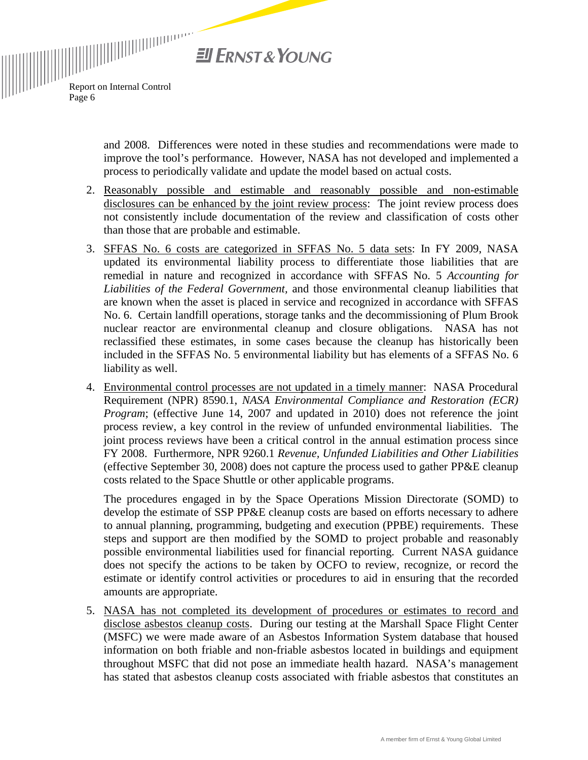and 2008. Differences were noted in these studies and recommendations were made to improve the tool's performance. However, NASA has not developed and implemented a process to periodically validate and update the model based on actual costs.

2. Reasonably possible and estimable and reasonably possible and non-estimable disclosures can be enhanced by the joint review process: The joint review process does not consistently include documentation of the review and classification of costs other than those that are probable and estimable.

3. SFFAS No. 6 costs are categorized in SFFAS No. 5 data sets: In FY 2009, NASA updated its environmental liability process to differentiate those liabilities that are remedial in nature and recognized in accordance with SFFAS No. 5 *Accounting for Liabilities of the Federal Government,* and those environmental cleanup liabilities that are known when the asset is placed in service and recognized in accordance with SFFAS No. 6. Certain landfill operations, storage tanks and the decommissioning of Plum Brook nuclear reactor are environmental cleanup and closure obligations. NASA has not reclassified these estimates, in some cases because the cleanup has historically been included in the SFFAS No. 5 environmental liability but has elements of a SFFAS No. 6 liability as well.

4. Environmental control processes are not updated in a timely manner: NASA Procedural Requirement (NPR) 8590.1, *NASA Environmental Compliance and Restoration (ECR) Program*; (effective June 14, 2007 and updated in 2010) does not reference the joint process review, a key control in the review of unfunded environmental liabilities. The joint process reviews have been a critical control in the annual estimation process since FY 2008. Furthermore, NPR 9260.1 *Revenue, Unfunded Liabilities and Other Liabilities* (effective September 30, 2008) does not capture the process used to gather PP&E cleanup costs related to the Space Shuttle or other applicable programs.

   The procedures engaged in by the Space Operations Mission Directorate (SOMD) to develop the estimate of SSP PP&E cleanup costs are based on efforts necessary to adhere to annual planning, programming, budgeting and execution (PPBE) requirements. These steps and support are then modified by the SOMD to project probable and reasonably possible environmental liabilities used for financial reporting. Current NASA guidance does not specify the actions to be taken by OCFO to review, recognize, or record the estimate or identify control activities or procedures to aid in ensuring that the recorded amounts are appropriate.

5. NASA has not completed its development of procedures or estimates to record and disclose asbestos cleanup costs. During our testing at the Marshall Space Flight Center (MSFC) we were made aware of an Asbestos Information System database that housed information on both friable and non-friable asbestos located in buildings and equipment throughout MSFC that did not pose an immediate health hazard. NASA's management has stated that asbestos cleanup costs associated with friable asbestos that constitutes an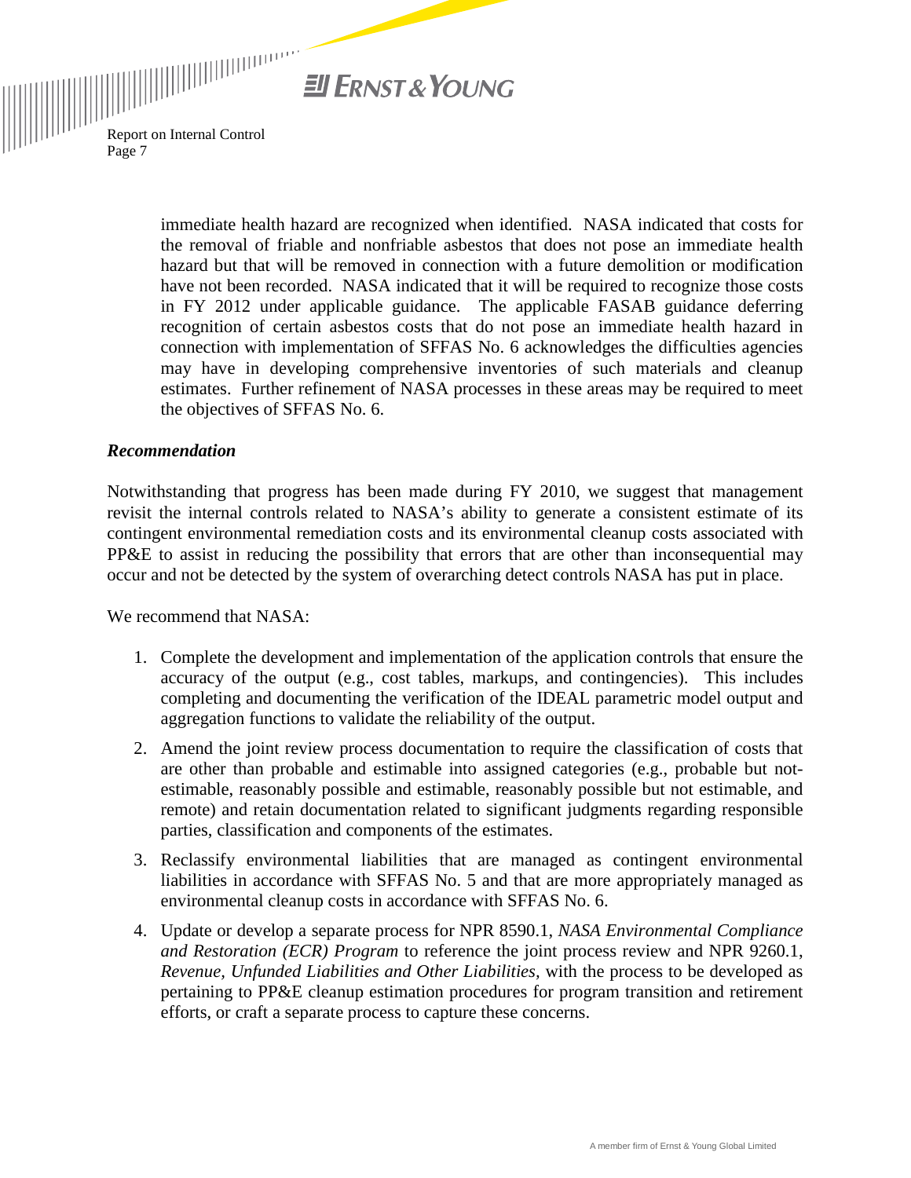immediate health hazard are recognized when identified. NASA indicated that costs for the removal of friable and nonfriable asbestos that does not pose an immediate health hazard but that will be removed in connection with a future demolition or modification have not been recorded. NASA indicated that it will be required to recognize those costs in FY 2012 under applicable guidance. The applicable FASAB guidance deferring recognition of certain asbestos costs that do not pose an immediate health hazard in connection with implementation of SFFAS No. 6 acknowledges the difficulties agencies may have in developing comprehensive inventories of such materials and cleanup estimates. Further refinement of NASA processes in these areas may be required to meet the objectives of SFFAS No. 6.

### *Recommendation*

Notwithstanding that progress has been made during FY 2010, we suggest that management revisit the internal controls related to NASA's ability to generate a consistent estimate of its contingent environmental remediation costs and its environmental cleanup costs associated with PP&E to assist in reducing the possibility that errors that are other than inconsequential may occur and not be detected by the system of overarching detect controls NASA has put in place.

We recommend that NASA:

1. Complete the development and implementation of the application controls that ensure the accuracy of the output (e.g., cost tables, markups, and contingencies). This includes completing and documenting the verification of the IDEAL parametric model output and aggregation functions to validate the reliability of the output.
2. Amend the joint review process documentation to require the classification of costs that are other than probable and estimable into assigned categories (e.g., probable but not-estimable, reasonably possible and estimable, reasonably possible but not estimable, and remote) and retain documentation related to significant judgments regarding responsible parties, classification and components of the estimates.
3. Reclassify environmental liabilities that are managed as contingent environmental liabilities in accordance with SFFAS No. 5 and that are more appropriately managed as environmental cleanup costs in accordance with SFFAS No. 6.
4. Update or develop a separate process for NPR 8590.1, *NASA Environmental Compliance and Restoration (ECR) Program* to reference the joint process review and NPR 9260.1, *Revenue, Unfunded Liabilities and Other Liabilities*, with the process to be developed as pertaining to PP&E cleanup estimation procedures for program transition and retirement efforts, or craft a separate process to capture these concerns.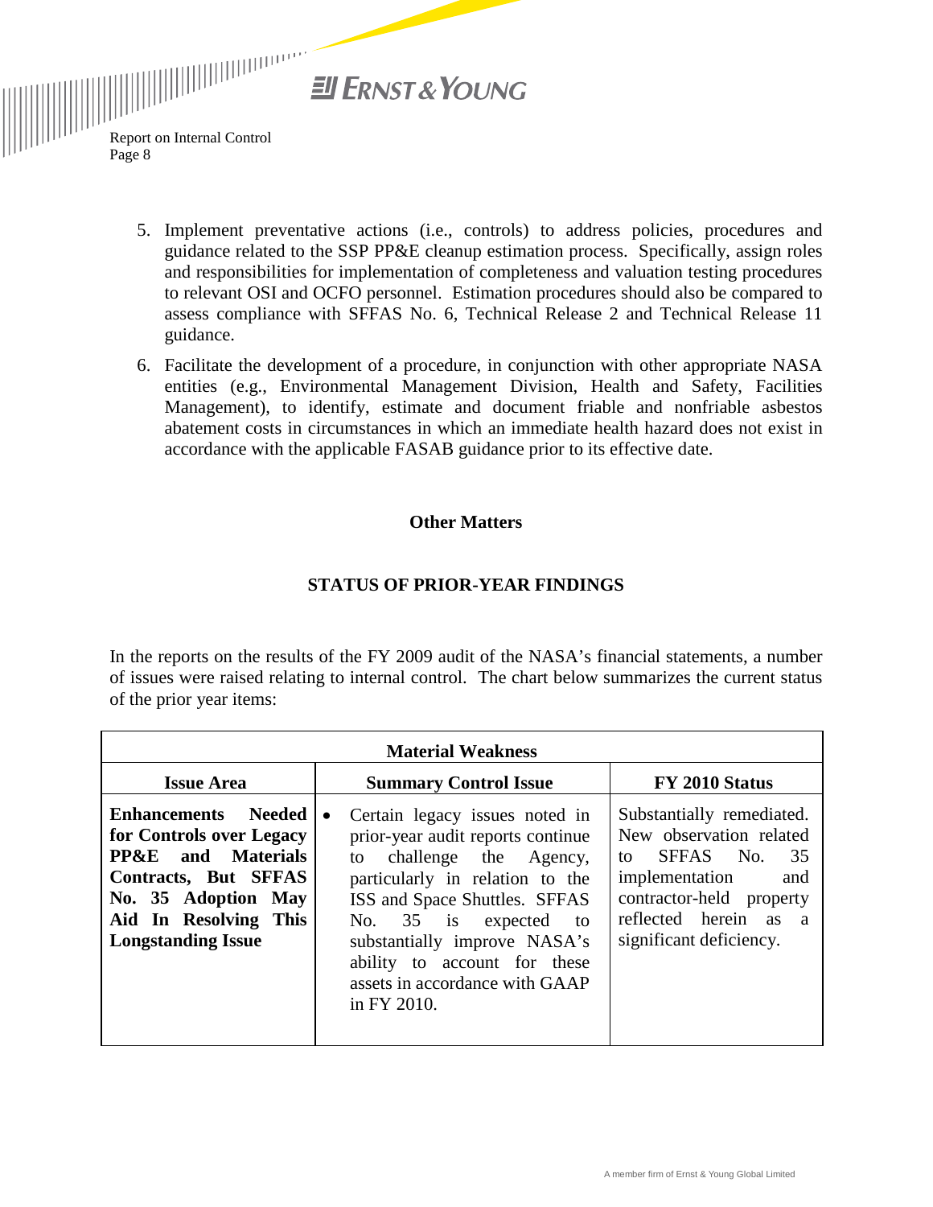5. Implement preventative actions (i.e., controls) to address policies, procedures and guidance related to the SSP PP&E cleanup estimation process. Specifically, assign roles and responsibilities for implementation of completeness and valuation testing procedures to relevant OSI and OCFO personnel. Estimation procedures should also be compared to assess compliance with SFFAS No. 6, Technical Release 2 and Technical Release 11 guidance.

6. Facilitate the development of a procedure, in conjunction with other appropriate NASA entities (e.g., Environmental Management Division, Health and Safety, Facilities Management), to identify, estimate and document friable and nonfriable asbestos abatement costs in circumstances in which an immediate health hazard does not exist in accordance with the applicable FASAB guidance prior to its effective date.

## Other Matters

### STATUS OF PRIOR-YEAR FINDINGS

In the reports on the results of the FY 2009 audit of the NASA's financial statements, a number of issues were raised relating to internal control. The chart below summarizes the current status of the prior year items:

| Material Weakness | | |
|---|---|---|
| **Issue Area** | **Summary Control Issue** | **FY 2010 Status** |
| **Enhancements Needed for Controls over Legacy PP&E and Materials Contracts, But SFFAS No. 35 Adoption May Aid In Resolving This Longstanding Issue** | • Certain legacy issues noted in prior-year audit reports continue to challenge the Agency, particularly in relation to the ISS and Space Shuttles. SFFAS No. 35 is expected to substantially improve NASA's ability to account for these assets in accordance with GAAP in FY 2010. | Substantially remediated. New observation related to SFFAS No. 35 implementation and contractor-held property reflected herein as a significant deficiency. |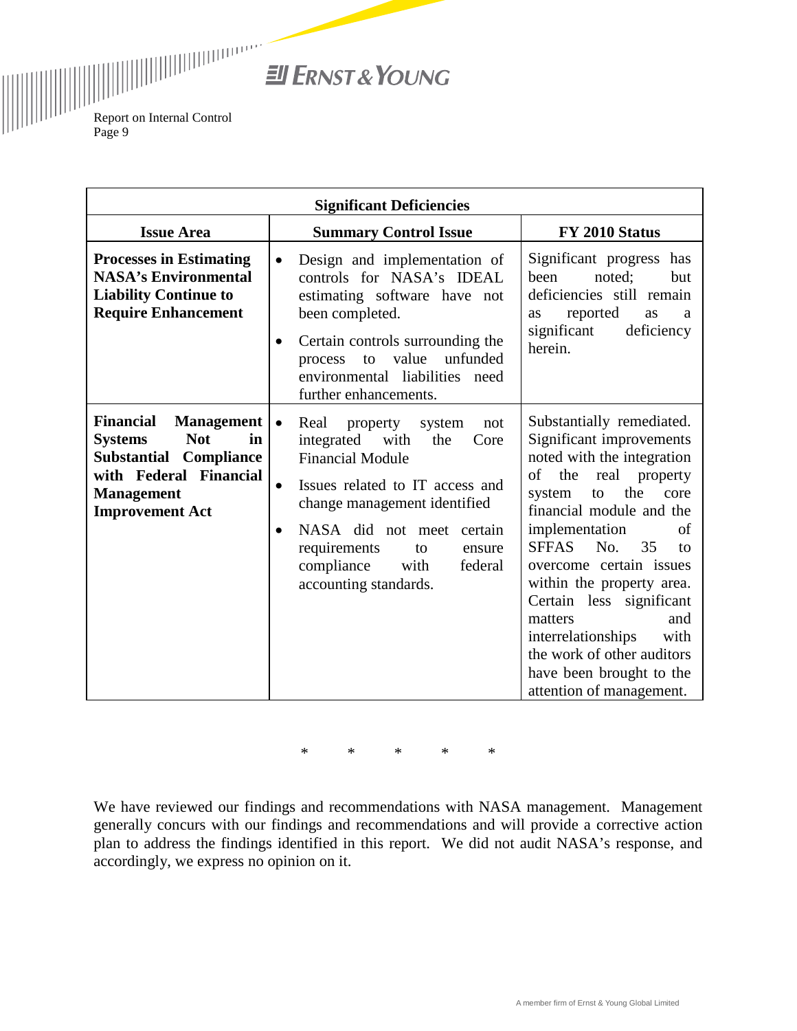| Significant Deficiencies | | |
|---|---|---|
| **Issue Area** | **Summary Control Issue** | **FY 2010 Status** |
| **Processes in Estimating NASA's Environmental Liability Continue to Require Enhancement** | • Design and implementation of controls for NASA's IDEAL estimating software have not been completed.<br>• Certain controls surrounding the process to value unfunded environmental liabilities need further enhancements. | Significant progress has been noted; but deficiencies still remain as reported as a significant deficiency herein. |
| **Financial Management Systems Not in Substantial Compliance with Federal Financial Management Improvement Act** | • Real property system not integrated with the Core Financial Module<br>• Issues related to IT access and change management identified<br>• NASA did not meet certain requirements to ensure compliance with federal accounting standards. | Substantially remediated. Significant improvements noted with the integration of the real property system to the core financial module and the implementation of SFFAS No. 35 to overcome certain issues within the property area. Certain less significant matters and interrelationships with the work of other auditors have been brought to the attention of management. |

\* \* \* \* \*

We have reviewed our findings and recommendations with NASA management. Management generally concurs with our findings and recommendations and will provide a corrective action plan to address the findings identified in this report. We did not audit NASA's response, and accordingly, we express no opinion on it.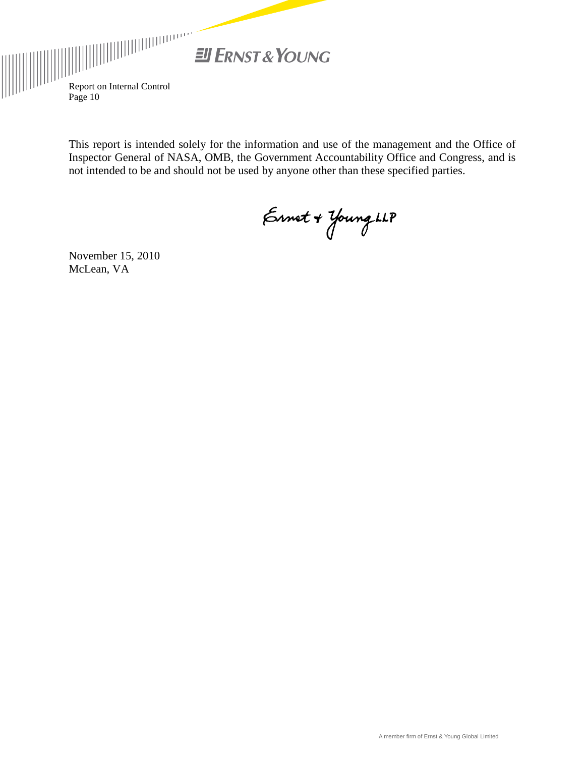This report is intended solely for the information and use of the management and the Office of Inspector General of NASA, OMB, the Government Accountability Office and Congress, and is not intended to be and should not be used by anyone other than these specified parties.

Ernst + Young LLP

November 15, 2010
McLean, VA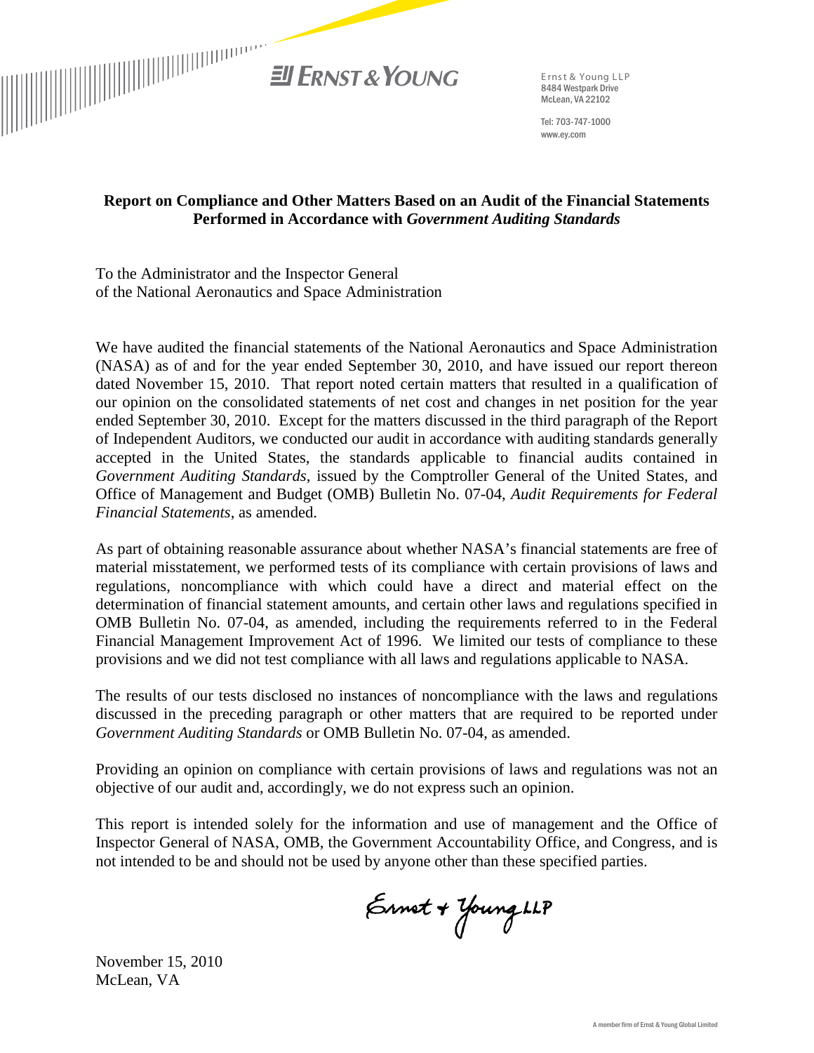Ernst & Young LLP
8484 Westpark Drive
McLean, VA 22102

Tel: 703-747-1000
www.ey.com

## Report on Compliance and Other Matters Based on an Audit of the Financial Statements Performed in Accordance with *Government Auditing Standards*

To the Administrator and the Inspector General
of the National Aeronautics and Space Administration

We have audited the financial statements of the National Aeronautics and Space Administration (NASA) as of and for the year ended September 30, 2010, and have issued our report thereon dated November 15, 2010. That report noted certain matters that resulted in a qualification of our opinion on the consolidated statements of net cost and changes in net position for the year ended September 30, 2010. Except for the matters discussed in the third paragraph of the Report of Independent Auditors, we conducted our audit in accordance with auditing standards generally accepted in the United States, the standards applicable to financial audits contained in *Government Auditing Standards*, issued by the Comptroller General of the United States, and Office of Management and Budget (OMB) Bulletin No. 07-04, *Audit Requirements for Federal Financial Statements*, as amended.

As part of obtaining reasonable assurance about whether NASA's financial statements are free of material misstatement, we performed tests of its compliance with certain provisions of laws and regulations, noncompliance with which could have a direct and material effect on the determination of financial statement amounts, and certain other laws and regulations specified in OMB Bulletin No. 07-04, as amended, including the requirements referred to in the Federal Financial Management Improvement Act of 1996. We limited our tests of compliance to these provisions and we did not test compliance with all laws and regulations applicable to NASA.

The results of our tests disclosed no instances of noncompliance with the laws and regulations discussed in the preceding paragraph or other matters that are required to be reported under *Government Auditing Standards* or OMB Bulletin No. 07-04, as amended.

Providing an opinion on compliance with certain provisions of laws and regulations was not an objective of our audit and, accordingly, we do not express such an opinion.

This report is intended solely for the information and use of management and the Office of Inspector General of NASA, OMB, the Government Accountability Office, and Congress, and is not intended to be and should not be used by anyone other than these specified parties.

Ernst & Young LLP

November 15, 2010
McLean, VA

A member firm of Ernst & Young Global Limited